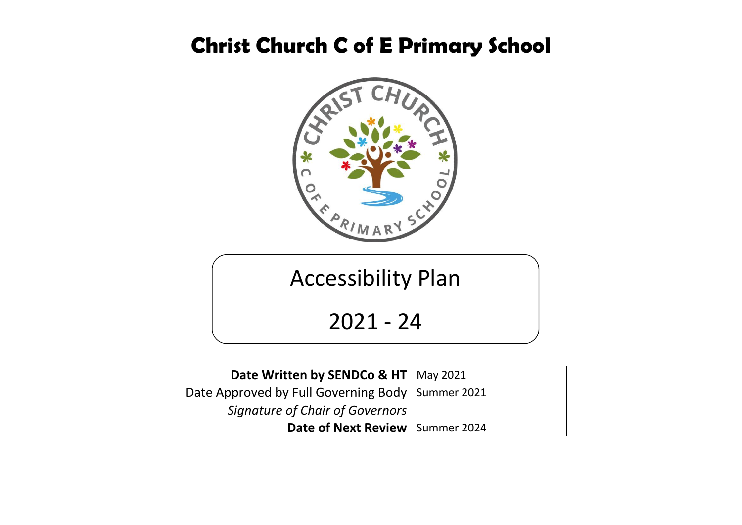# Christ Church C of E Primary School

## Accessibility Plan

## 2021 - 24

| | |
|---|---|
| **Date Written by SENDCo & HT** | May 2021 |
| Date Approved by Full Governing Body | Summer 2021 |
| *Signature of Chair of Governors* | |
| **Date of Next Review** | Summer 2024 |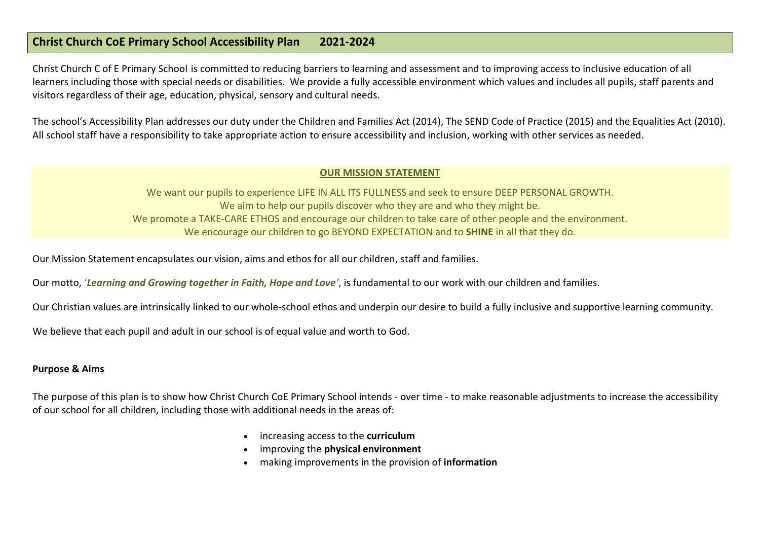# Christ Church CoE Primary School Accessibility Plan 2021-2024

Christ Church C of E Primary School is committed to reducing barriers to learning and assessment and to improving access to inclusive education of all learners including those with special needs or disabilities. We provide a fully accessible environment which values and includes all pupils, staff parents and visitors regardless of their age, education, physical, sensory and cultural needs.

The school's Accessibility Plan addresses our duty under the Children and Families Act (2014), The SEND Code of Practice (2015) and the Equalities Act (2010). All school staff have a responsibility to take appropriate action to ensure accessibility and inclusion, working with other services as needed.

**OUR MISSION STATEMENT**

We want our pupils to experience LIFE IN ALL ITS FULLNESS and seek to ensure DEEP PERSONAL GROWTH.
We aim to help our pupils discover who they are and who they might be.
We promote a TAKE-CARE ETHOS and encourage our children to take care of other people and the environment.
We encourage our children to go BEYOND EXPECTATION and to **SHINE** in all that they do.

Our Mission Statement encapsulates our vision, aims and ethos for all our children, staff and families.

Our motto, '***Learning and Growing together in Faith, Hope and Love***', is fundamental to our work with our children and families.

Our Christian values are intrinsically linked to our whole-school ethos and underpin our desire to build a fully inclusive and supportive learning community.

We believe that each pupil and adult in our school is of equal value and worth to God.

## Purpose & Aims

The purpose of this plan is to show how Christ Church CoE Primary School intends - over time - to make reasonable adjustments to increase the accessibility of our school for all children, including those with additional needs in the areas of:

- increasing access to the **curriculum**
- improving the **physical environment**
- making improvements in the provision of **information**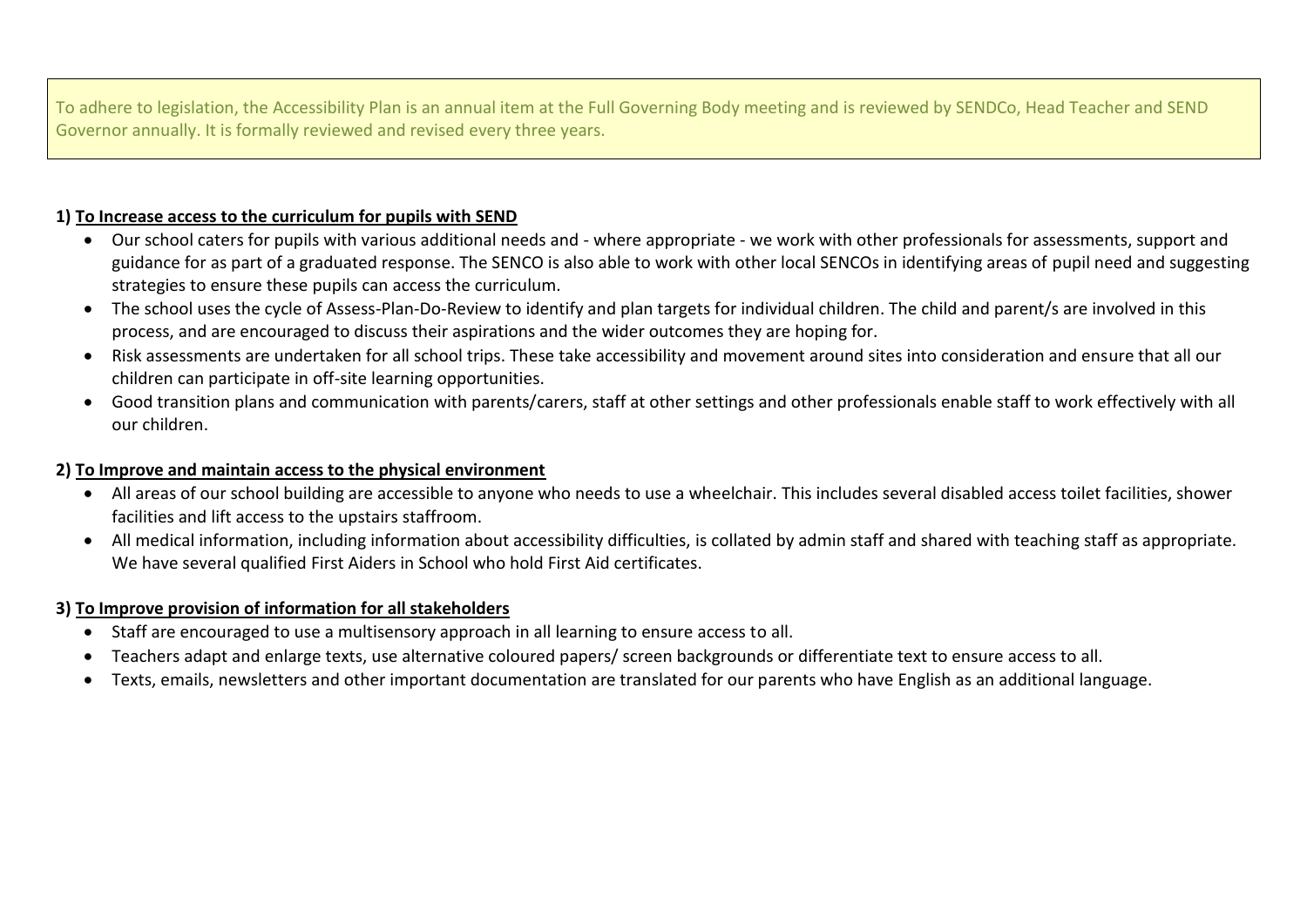To adhere to legislation, the Accessibility Plan is an annual item at the Full Governing Body meeting and is reviewed by SENDCo, Head Teacher and SEND Governor annually. It is formally reviewed and revised every three years.

**1) <u>To Increase access to the curriculum for pupils with SEND</u>**

- Our school caters for pupils with various additional needs and - where appropriate - we work with other professionals for assessments, support and guidance for as part of a graduated response. The SENCO is also able to work with other local SENCOs in identifying areas of pupil need and suggesting strategies to ensure these pupils can access the curriculum.
- The school uses the cycle of Assess-Plan-Do-Review to identify and plan targets for individual children. The child and parent/s are involved in this process, and are encouraged to discuss their aspirations and the wider outcomes they are hoping for.
- Risk assessments are undertaken for all school trips. These take accessibility and movement around sites into consideration and ensure that all our children can participate in off-site learning opportunities.
- Good transition plans and communication with parents/carers, staff at other settings and other professionals enable staff to work effectively with all our children.

**2) <u>To Improve and maintain access to the physical environment</u>**

- All areas of our school building are accessible to anyone who needs to use a wheelchair. This includes several disabled access toilet facilities, shower facilities and lift access to the upstairs staffroom.
- All medical information, including information about accessibility difficulties, is collated by admin staff and shared with teaching staff as appropriate. We have several qualified First Aiders in School who hold First Aid certificates.

**3) <u>To Improve provision of information for all stakeholders</u>**

- Staff are encouraged to use a multisensory approach in all learning to ensure access to all.
- Teachers adapt and enlarge texts, use alternative coloured papers/ screen backgrounds or differentiate text to ensure access to all.
- Texts, emails, newsletters and other important documentation are translated for our parents who have English as an additional language.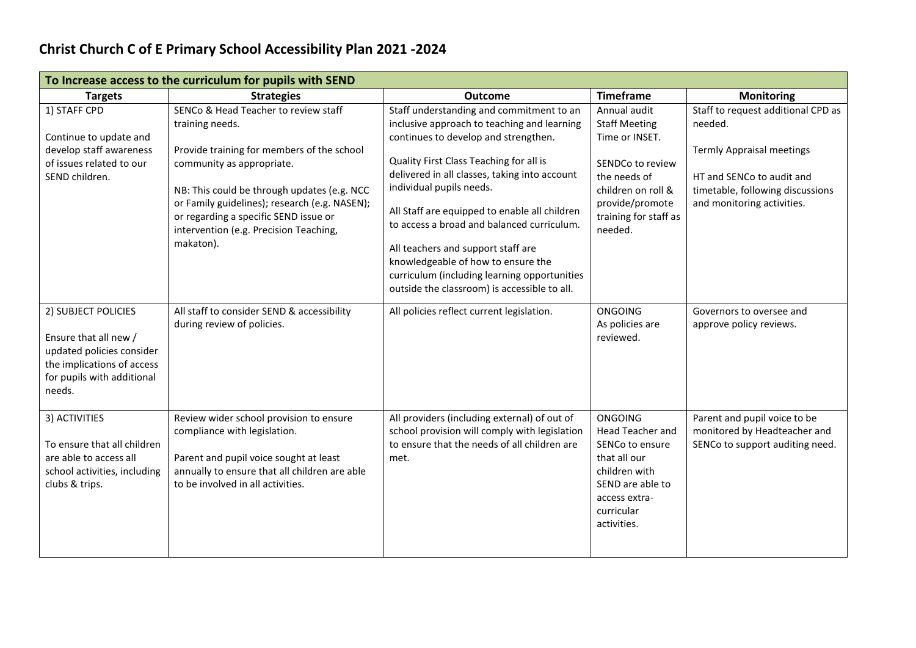# Christ Church C of E Primary School Accessibility Plan 2021 -2024

| To Increase access to the curriculum for pupils with SEND | | | | |
|---|---|---|---|---|
| **Targets** | **Strategies** | **Outcome** | **Timeframe** | **Monitoring** |
| 1) STAFF CPD<br><br>Continue to update and develop staff awareness of issues related to our SEND children. | SENCo & Head Teacher to review staff training needs.<br><br>Provide training for members of the school community as appropriate.<br><br>NB: This could be through updates (e.g. NCC or Family guidelines); research (e.g. NASEN); or regarding a specific SEND issue or intervention (e.g. Precision Teaching, makaton). | Staff understanding and commitment to an inclusive approach to teaching and learning continues to develop and strengthen.<br><br>Quality First Class Teaching for all is delivered in all classes, taking into account individual pupils needs.<br><br>All Staff are equipped to enable all children to access a broad and balanced curriculum.<br><br>All teachers and support staff are knowledgeable of how to ensure the curriculum (including learning opportunities outside the classroom) is accessible to all. | Annual audit Staff Meeting Time or INSET.<br><br>SENDCo to review the needs of children on roll & provide/promote training for staff as needed. | Staff to request additional CPD as needed.<br><br>Termly Appraisal meetings<br><br>HT and SENCo to audit and timetable, following discussions and monitoring activities. |
| 2) SUBJECT POLICIES<br><br>Ensure that all new / updated policies consider the implications of access for pupils with additional needs. | All staff to consider SEND & accessibility during review of policies. | All policies reflect current legislation. | ONGOING<br>As policies are reviewed. | Governors to oversee and approve policy reviews. |
| 3) ACTIVITIES<br><br>To ensure that all children are able to access all school activities, including clubs & trips. | Review wider school provision to ensure compliance with legislation.<br><br>Parent and pupil voice sought at least annually to ensure that all children are able to be involved in all activities. | All providers (including external) of out of school provision will comply with legislation to ensure that the needs of all children are met. | ONGOING<br>Head Teacher and SENCo to ensure that all our children with SEND are able to access extra-curricular activities. | Parent and pupil voice to be monitored by Headteacher and SENCo to support auditing need. |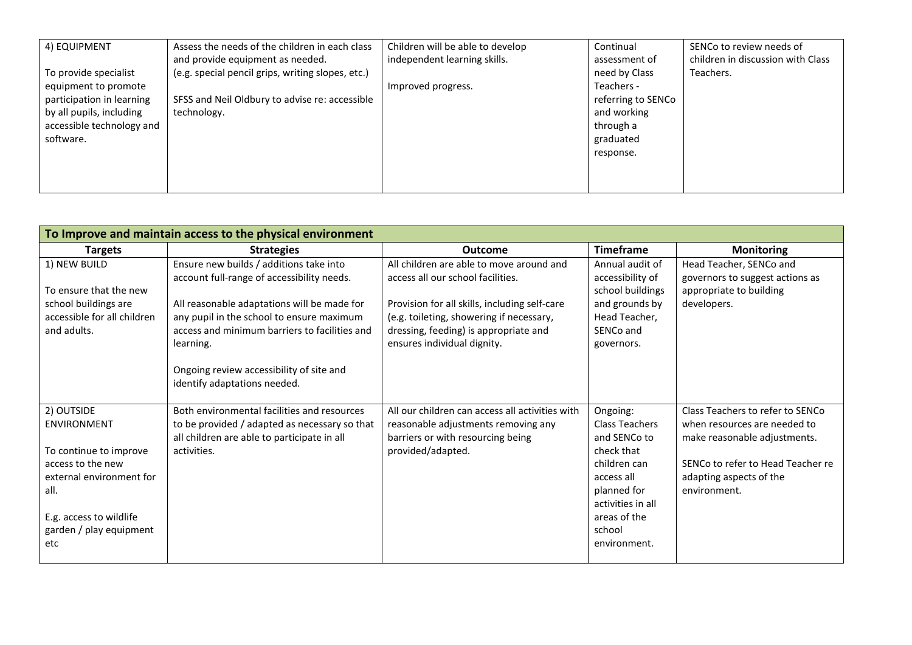| 4) EQUIPMENT<br><br>To provide specialist equipment to promote participation in learning by all pupils, including accessible technology and software. | Assess the needs of the children in each class and provide equipment as needed.<br>(e.g. special pencil grips, writing slopes, etc.)<br><br>SFSS and Neil Oldbury to advise re: accessible technology. | Children will be able to develop independent learning skills.<br><br>Improved progress. | Continual assessment of need by Class Teachers - referring to SENCo and working through a graduated response. | SENCo to review needs of children in discussion with Class Teachers. |
|---|---|---|---|---|

| **To Improve and maintain access to the physical environment** | | | | |
|---|---|---|---|---|
| **Targets** | **Strategies** | **Outcome** | **Timeframe** | **Monitoring** |
| 1) NEW BUILD<br><br>To ensure that the new school buildings are accessible for all children and adults. | Ensure new builds / additions take into account full-range of accessibility needs.<br><br>All reasonable adaptations will be made for any pupil in the school to ensure maximum access and minimum barriers to facilities and learning.<br><br>Ongoing review accessibility of site and identify adaptations needed. | All children are able to move around and access all our school facilities.<br><br>Provision for all skills, including self-care (e.g. toileting, showering if necessary, dressing, feeding) is appropriate and ensures individual dignity. | Annual audit of accessibility of school buildings and grounds by Head Teacher, SENCo and governors. | Head Teacher, SENCo and governors to suggest actions as appropriate to building developers. |
| 2) OUTSIDE ENVIRONMENT<br><br>To continue to improve access to the new external environment for all.<br><br>E.g. access to wildlife garden / play equipment etc | Both environmental facilities and resources to be provided / adapted as necessary so that all children are able to participate in all activities. | All our children can access all activities with reasonable adjustments removing any barriers or with resourcing being provided/adapted. | Ongoing: Class Teachers and SENCo to check that children can access all planned for activities in all areas of the school environment. | Class Teachers to refer to SENCo when resources are needed to make reasonable adjustments.<br><br>SENCo to refer to Head Teacher re adapting aspects of the environment. |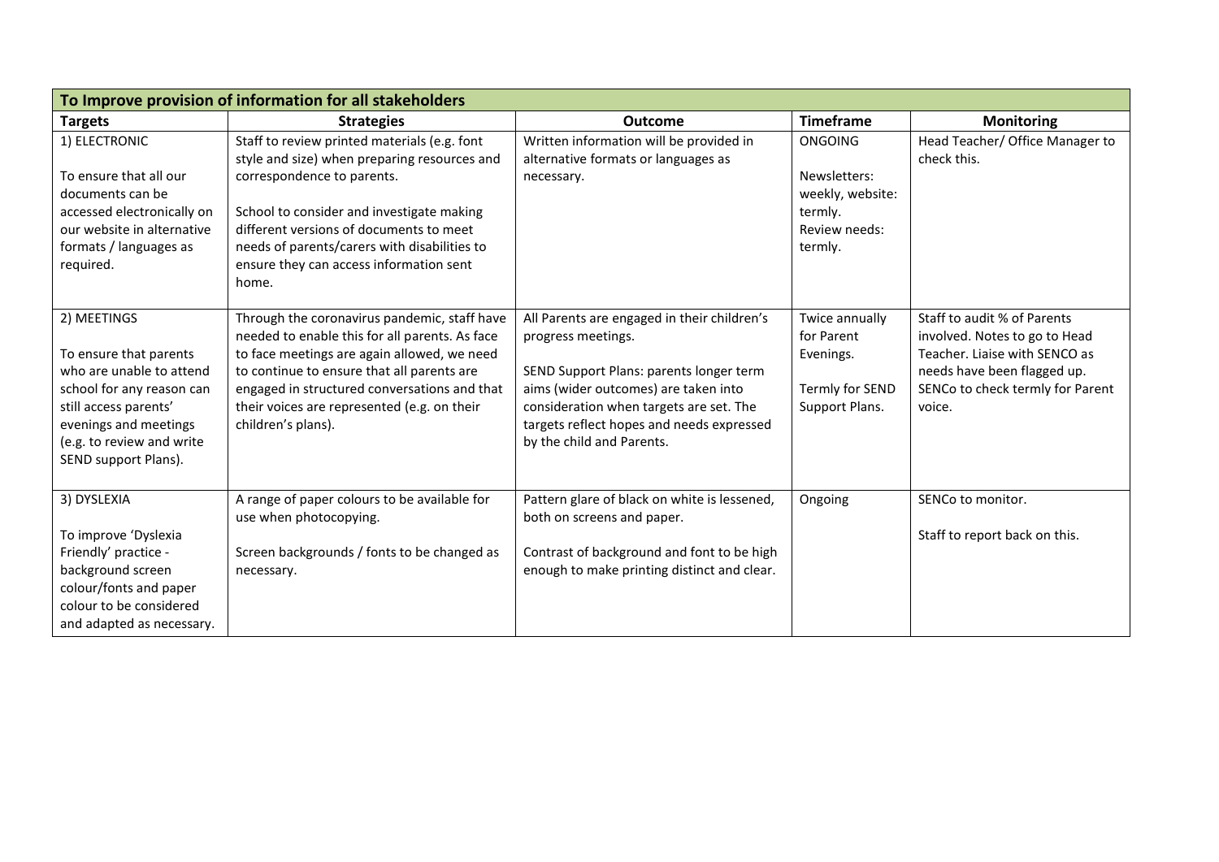| To Improve provision of information for all stakeholders | | | | |
|---|---|---|---|---|
| **Targets** | **Strategies** | **Outcome** | **Timeframe** | **Monitoring** |
| 1) ELECTRONIC<br><br>To ensure that all our documents can be accessed electronically on our website in alternative formats / languages as required. | Staff to review printed materials (e.g. font style and size) when preparing resources and correspondence to parents.<br><br>School to consider and investigate making different versions of documents to meet needs of parents/carers with disabilities to ensure they can access information sent home. | Written information will be provided in alternative formats or languages as necessary. | ONGOING<br><br>Newsletters: weekly, website: termly.<br>Review needs: termly. | Head Teacher/ Office Manager to check this. |
| 2) MEETINGS<br><br>To ensure that parents who are unable to attend school for any reason can still access parents' evenings and meetings (e.g. to review and write SEND support Plans). | Through the coronavirus pandemic, staff have needed to enable this for all parents. As face to face meetings are again allowed, we need to continue to ensure that all parents are engaged in structured conversations and that their voices are represented (e.g. on their children's plans). | All Parents are engaged in their children's progress meetings.<br><br>SEND Support Plans: parents longer term aims (wider outcomes) are taken into consideration when targets are set. The targets reflect hopes and needs expressed by the child and Parents. | Twice annually for Parent Evenings.<br><br>Termly for SEND Support Plans. | Staff to audit % of Parents involved. Notes to go to Head Teacher. Liaise with SENCO as needs have been flagged up. SENCo to check termly for Parent voice. |
| 3) DYSLEXIA<br><br>To improve 'Dyslexia Friendly' practice - background screen colour/fonts and paper colour to be considered and adapted as necessary. | A range of paper colours to be available for use when photocopying.<br><br>Screen backgrounds / fonts to be changed as necessary. | Pattern glare of black on white is lessened, both on screens and paper.<br><br>Contrast of background and font to be high enough to make printing distinct and clear. | Ongoing | SENCo to monitor.<br><br>Staff to report back on this. |